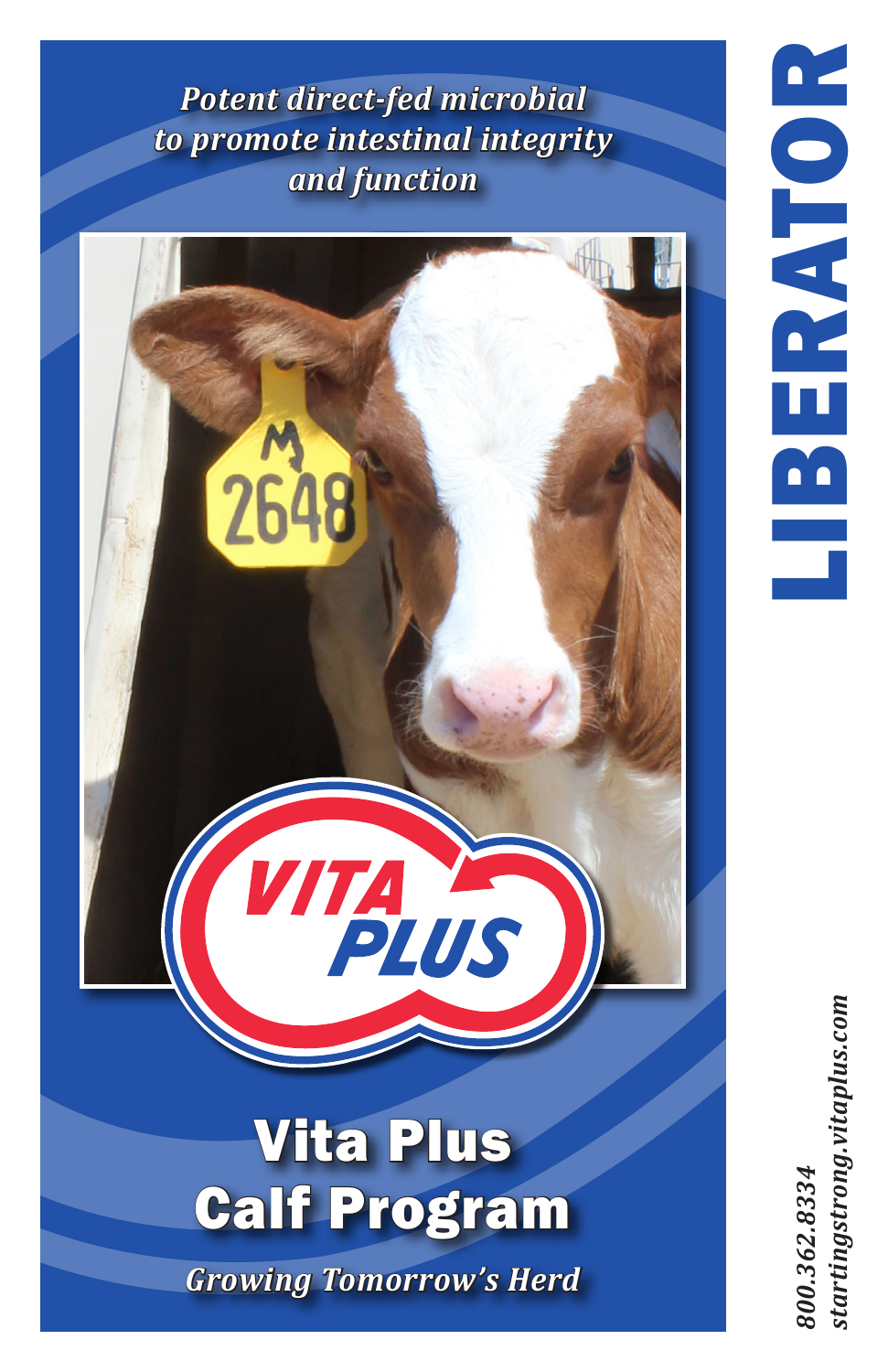# LIBERATOR

*Potent direct-fed microbial to promote intestinal integrity and function*

VITA PLUS

## Vita Plus Calf Program

*Growing Tomorrow's Herd*

*800.362.8334*
*startingstrong.vitaplus.com*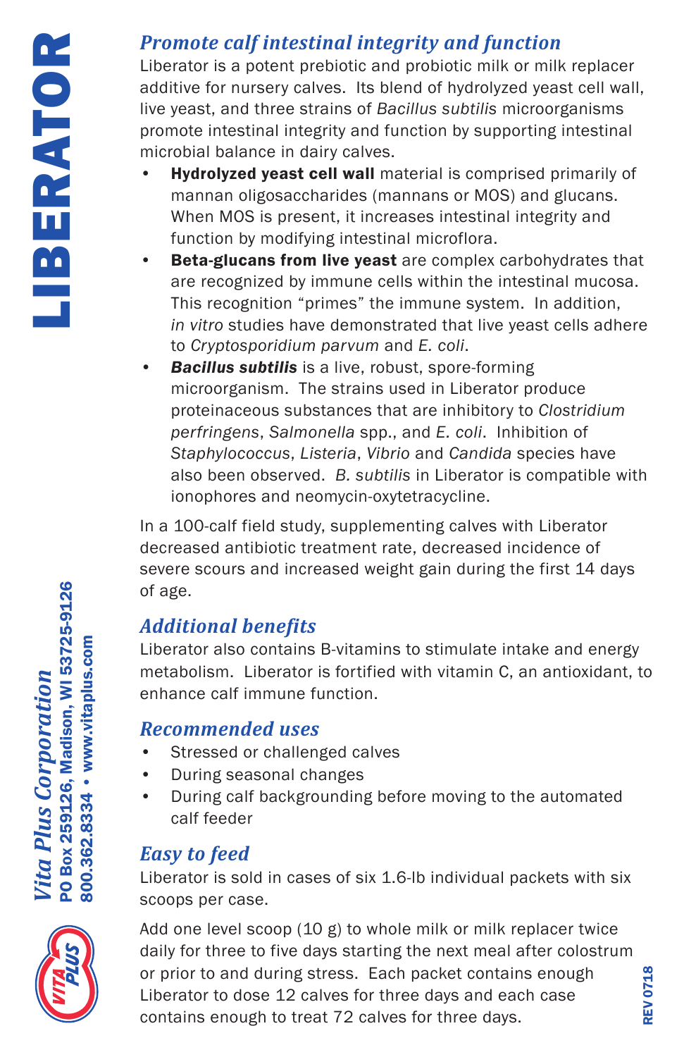# LIBERATOR

## *Promote calf intestinal integrity and function*

Liberator is a potent prebiotic and probiotic milk or milk replacer additive for nursery calves. Its blend of hydrolyzed yeast cell wall, live yeast, and three strains of *Bacillus subtilis* microorganisms promote intestinal integrity and function by supporting intestinal microbial balance in dairy calves.

- **Hydrolyzed yeast cell wall** material is comprised primarily of mannan oligosaccharides (mannans or MOS) and glucans. When MOS is present, it increases intestinal integrity and function by modifying intestinal microflora.
- **Beta-glucans from live yeast** are complex carbohydrates that are recognized by immune cells within the intestinal mucosa. This recognition "primes" the immune system. In addition, *in vitro* studies have demonstrated that live yeast cells adhere to *Cryptosporidium parvum* and *E. coli*.
- ***Bacillus subtilis*** is a live, robust, spore-forming microorganism. The strains used in Liberator produce proteinaceous substances that are inhibitory to *Clostridium perfringens*, *Salmonella* spp., and *E. coli*. Inhibition of *Staphylococcus*, *Listeria*, *Vibrio* and *Candida* species have also been observed. *B. subtilis* in Liberator is compatible with ionophores and neomycin-oxytetracycline.

In a 100-calf field study, supplementing calves with Liberator decreased antibiotic treatment rate, decreased incidence of severe scours and increased weight gain during the first 14 days of age.

## *Additional benefits*

Liberator also contains B-vitamins to stimulate intake and energy metabolism. Liberator is fortified with vitamin C, an antioxidant, to enhance calf immune function.

## *Recommended uses*

- Stressed or challenged calves
- During seasonal changes
- During calf backgrounding before moving to the automated calf feeder

## *Easy to feed*

Liberator is sold in cases of six 1.6-lb individual packets with six scoops per case.

Add one level scoop (10 g) to whole milk or milk replacer twice daily for three to five days starting the next meal after colostrum or prior to and during stress. Each packet contains enough Liberator to dose 12 calves for three days and each case contains enough to treat 72 calves for three days.

*Vita Plus Corporation*
PO Box 259126, Madison, WI 53725-9126
800.362.8334 • www.vitaplus.com

REV 0718